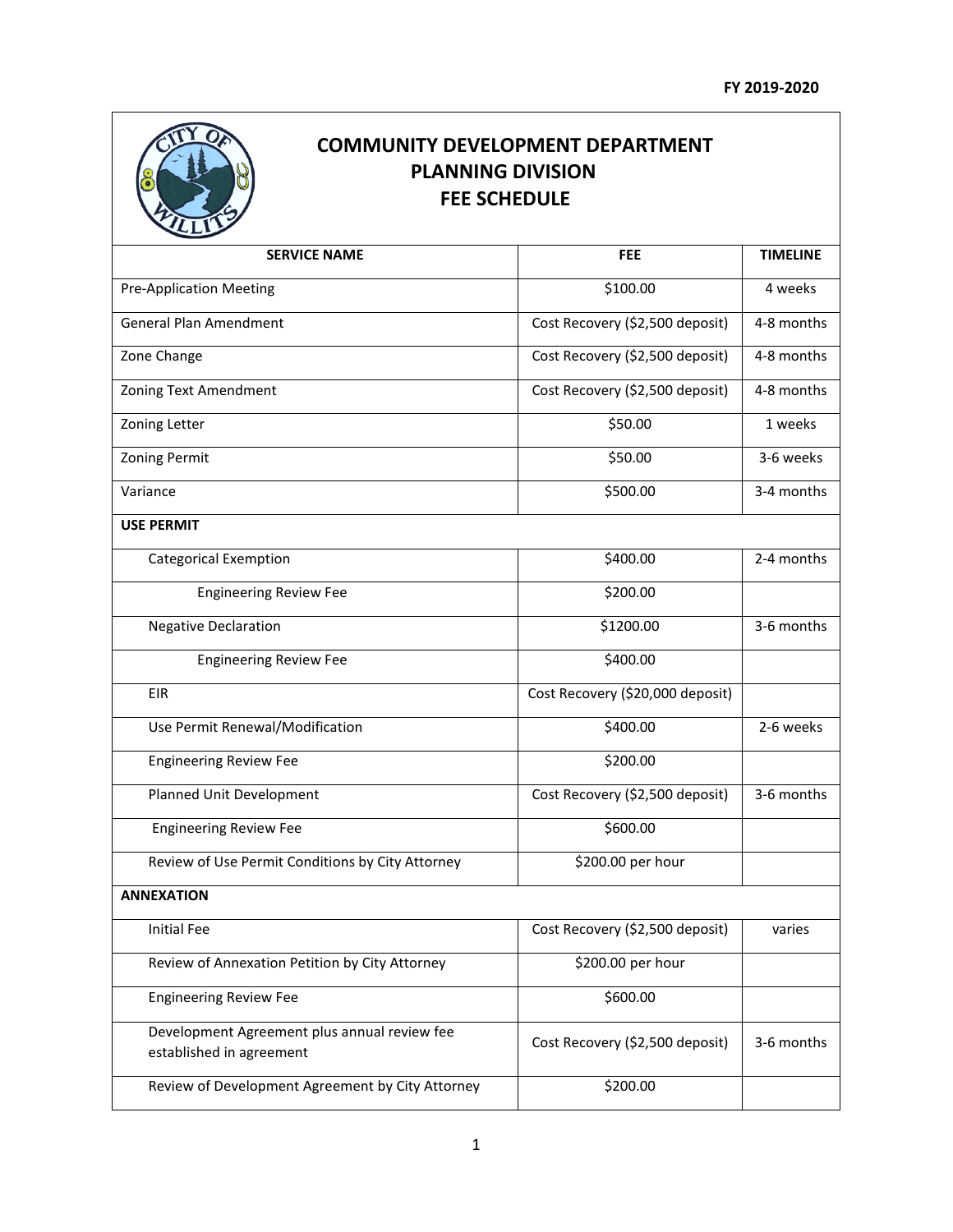FY 2019-2020

# COMMUNITY DEVELOPMENT DEPARTMENT
## PLANNING DIVISION
## FEE SCHEDULE

| SERVICE NAME | FEE | TIMELINE |
|---|---|---|
| Pre-Application Meeting | $100.00 | 4 weeks |
| General Plan Amendment | Cost Recovery ($2,500 deposit) | 4-8 months |
| Zone Change | Cost Recovery ($2,500 deposit) | 4-8 months |
| Zoning Text Amendment | Cost Recovery ($2,500 deposit) | 4-8 months |
| Zoning Letter | $50.00 | 1 weeks |
| Zoning Permit | $50.00 | 3-6 weeks |
| Variance | $500.00 | 3-4 months |
| **USE PERMIT** | | |
| Categorical Exemption | $400.00 | 2-4 months |
| Engineering Review Fee | $200.00 | |
| Negative Declaration | $1200.00 | 3-6 months |
| Engineering Review Fee | $400.00 | |
| EIR | Cost Recovery ($20,000 deposit) | |
| Use Permit Renewal/Modification | $400.00 | 2-6 weeks |
| Engineering Review Fee | $200.00 | |
| Planned Unit Development | Cost Recovery ($2,500 deposit) | 3-6 months |
| Engineering Review Fee | $600.00 | |
| Review of Use Permit Conditions by City Attorney | $200.00 per hour | |
| **ANNEXATION** | | |
| Initial Fee | Cost Recovery ($2,500 deposit) | varies |
| Review of Annexation Petition by City Attorney | $200.00 per hour | |
| Engineering Review Fee | $600.00 | |
| Development Agreement plus annual review fee established in agreement | Cost Recovery ($2,500 deposit) | 3-6 months |
| Review of Development Agreement by City Attorney | $200.00 | |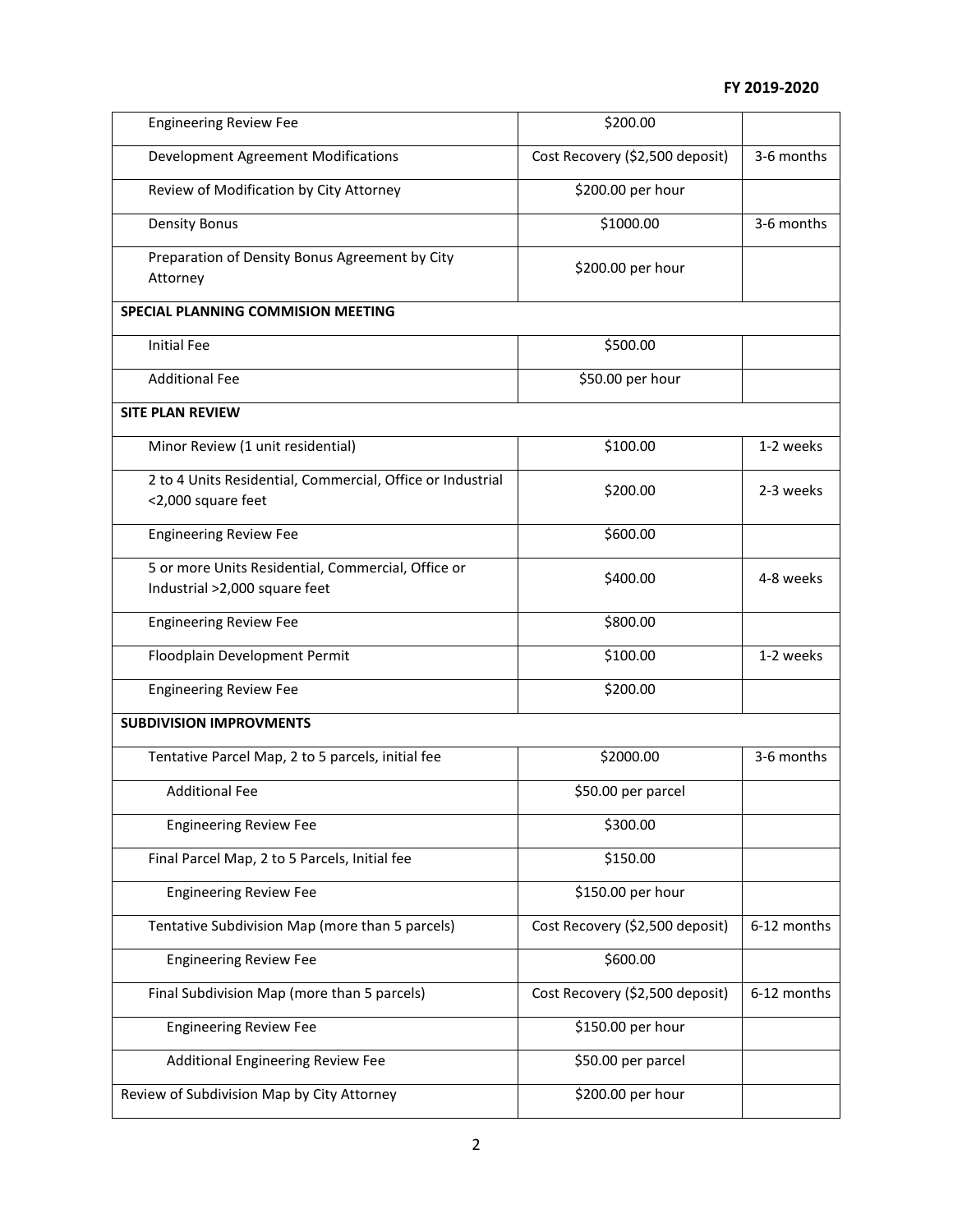FY 2019-2020

| | | |
|---|---|---|
| Engineering Review Fee | $200.00 | |
| Development Agreement Modifications | Cost Recovery ($2,500 deposit) | 3-6 months |
| Review of Modification by City Attorney | $200.00 per hour | |
| Density Bonus | $1000.00 | 3-6 months |
| Preparation of Density Bonus Agreement by City Attorney | $200.00 per hour | |
| **SPECIAL PLANNING COMMISION MEETING** | | |
| Initial Fee | $500.00 | |
| Additional Fee | $50.00 per hour | |
| **SITE PLAN REVIEW** | | |
| Minor Review (1 unit residential) | $100.00 | 1-2 weeks |
| 2 to 4 Units Residential, Commercial, Office or Industrial <2,000 square feet | $200.00 | 2-3 weeks |
| Engineering Review Fee | $600.00 | |
| 5 or more Units Residential, Commercial, Office or Industrial >2,000 square feet | $400.00 | 4-8 weeks |
| Engineering Review Fee | $800.00 | |
| Floodplain Development Permit | $100.00 | 1-2 weeks |
| Engineering Review Fee | $200.00 | |
| **SUBDIVISION IMPROVMENTS** | | |
| Tentative Parcel Map, 2 to 5 parcels, initial fee | $2000.00 | 3-6 months |
| Additional Fee | $50.00 per parcel | |
| Engineering Review Fee | $300.00 | |
| Final Parcel Map, 2 to 5 Parcels, Initial fee | $150.00 | |
| Engineering Review Fee | $150.00 per hour | |
| Tentative Subdivision Map (more than 5 parcels) | Cost Recovery ($2,500 deposit) | 6-12 months |
| Engineering Review Fee | $600.00 | |
| Final Subdivision Map (more than 5 parcels) | Cost Recovery ($2,500 deposit) | 6-12 months |
| Engineering Review Fee | $150.00 per hour | |
| Additional Engineering Review Fee | $50.00 per parcel | |
| Review of Subdivision Map by City Attorney | $200.00 per hour | |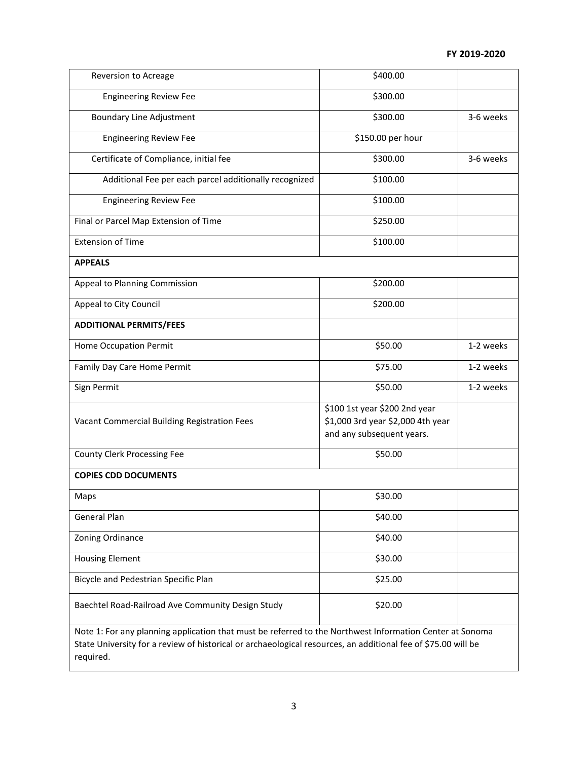**FY 2019-2020**

| | | |
|---|---|---|
| Reversion to Acreage | $400.00 | |
| Engineering Review Fee | $300.00 | |
| Boundary Line Adjustment | $300.00 | 3-6 weeks |
| Engineering Review Fee | $150.00 per hour | |
| Certificate of Compliance, initial fee | $300.00 | 3-6 weeks |
| Additional Fee per each parcel additionally recognized | $100.00 | |
| Engineering Review Fee | $100.00 | |
| Final or Parcel Map Extension of Time | $250.00 | |
| Extension of Time | $100.00 | |
| **APPEALS** | | |
| Appeal to Planning Commission | $200.00 | |
| Appeal to City Council | $200.00 | |
| **ADDITIONAL PERMITS/FEES** | | |
| Home Occupation Permit | $50.00 | 1-2 weeks |
| Family Day Care Home Permit | $75.00 | 1-2 weeks |
| Sign Permit | $50.00 | 1-2 weeks |
| Vacant Commercial Building Registration Fees | $100 1st year $200 2nd year $1,000 3rd year $2,000 4th year and any subsequent years. | |
| County Clerk Processing Fee | $50.00 | |
| **COPIES CDD DOCUMENTS** | | |
| Maps | $30.00 | |
| General Plan | $40.00 | |
| Zoning Ordinance | $40.00 | |
| Housing Element | $30.00 | |
| Bicycle and Pedestrian Specific Plan | $25.00 | |
| Baechtel Road-Railroad Ave Community Design Study | $20.00 | |

Note 1: For any planning application that must be referred to the Northwest Information Center at Sonoma State University for a review of historical or archaeological resources, an additional fee of $75.00 will be required.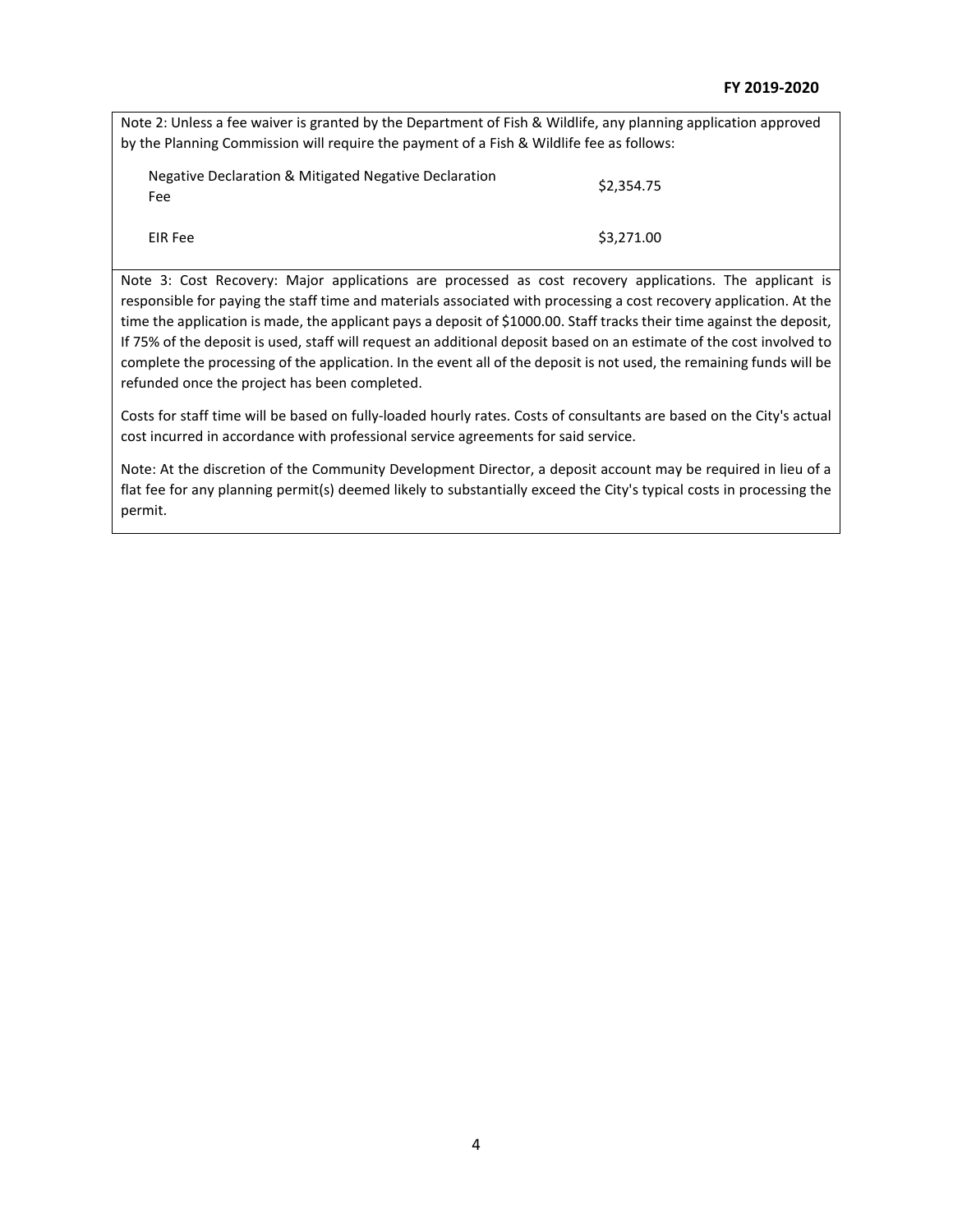Note 2: Unless a fee waiver is granted by the Department of Fish & Wildlife, any planning application approved by the Planning Commission will require the payment of a Fish & Wildlife fee as follows:

| | |
|---|---|
| Negative Declaration & Mitigated Negative Declaration Fee | $2,354.75 |
| EIR Fee | $3,271.00 |

Note 3: Cost Recovery: Major applications are processed as cost recovery applications. The applicant is responsible for paying the staff time and materials associated with processing a cost recovery application. At the time the application is made, the applicant pays a deposit of $1000.00. Staff tracks their time against the deposit, If 75% of the deposit is used, staff will request an additional deposit based on an estimate of the cost involved to complete the processing of the application. In the event all of the deposit is not used, the remaining funds will be refunded once the project has been completed.

Costs for staff time will be based on fully-loaded hourly rates. Costs of consultants are based on the City's actual cost incurred in accordance with professional service agreements for said service.

Note: At the discretion of the Community Development Director, a deposit account may be required in lieu of a flat fee for any planning permit(s) deemed likely to substantially exceed the City's typical costs in processing the permit.